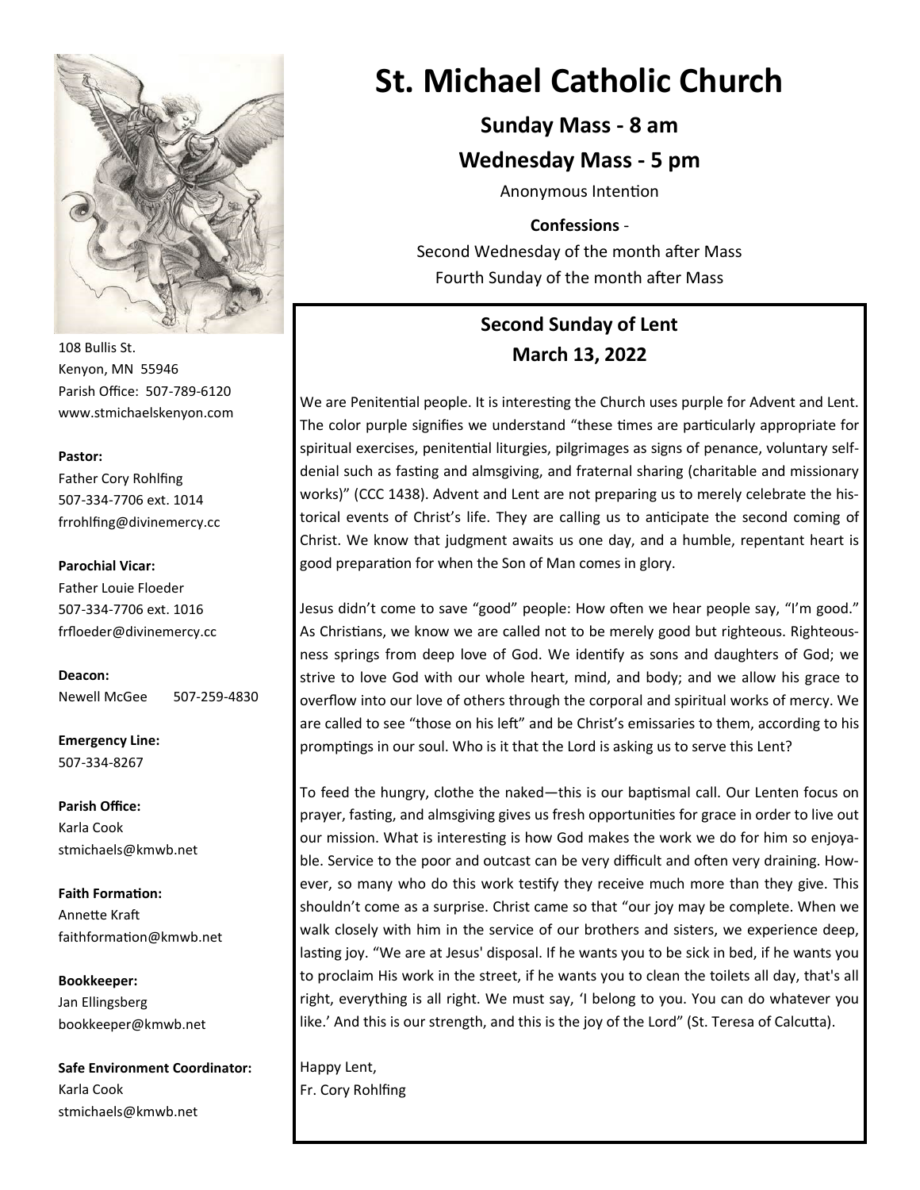# St. Michael Catholic Church

**Sunday Mass - 8 am**

**Wednesday Mass - 5 pm**

Anonymous Intention

**Confessions** -

Second Wednesday of the month after Mass

Fourth Sunday of the month after Mass

108 Bullis St.
Kenyon, MN 55946
Parish Office: 507-789-6120
www.stmichaelskenyon.com

**Pastor:**
Father Cory Rohlfing
507-334-7706 ext. 1014
frrohlfing@divinemercy.cc

**Parochial Vicar:**
Father Louie Floeder
507-334-7706 ext. 1016
frfloeder@divinemercy.cc

**Deacon:**
Newell McGee 507-259-4830

**Emergency Line:**
507-334-8267

**Parish Office:**
Karla Cook
stmichaels@kmwb.net

**Faith Formation:**
Annette Kraft
faithformation@kmwb.net

**Bookkeeper:**
Jan Ellingsberg
bookkeeper@kmwb.net

**Safe Environment Coordinator:**
Karla Cook
stmichaels@kmwb.net

## Second Sunday of Lent
## March 13, 2022

We are Penitential people. It is interesting the Church uses purple for Advent and Lent. The color purple signifies we understand "these times are particularly appropriate for spiritual exercises, penitential liturgies, pilgrimages as signs of penance, voluntary self-denial such as fasting and almsgiving, and fraternal sharing (charitable and missionary works)" (CCC 1438). Advent and Lent are not preparing us to merely celebrate the historical events of Christ's life. They are calling us to anticipate the second coming of Christ. We know that judgment awaits us one day, and a humble, repentant heart is good preparation for when the Son of Man comes in glory.

Jesus didn't come to save "good" people: How often we hear people say, "I'm good." As Christians, we know we are called not to be merely good but righteous. Righteousness springs from deep love of God. We identify as sons and daughters of God; we strive to love God with our whole heart, mind, and body; and we allow his grace to overflow into our love of others through the corporal and spiritual works of mercy. We are called to see "those on his left" and be Christ's emissaries to them, according to his promptings in our soul. Who is it that the Lord is asking us to serve this Lent?

To feed the hungry, clothe the naked—this is our baptismal call. Our Lenten focus on prayer, fasting, and almsgiving gives us fresh opportunities for grace in order to live out our mission. What is interesting is how God makes the work we do for him so enjoyable. Service to the poor and outcast can be very difficult and often very draining. However, so many who do this work testify they receive much more than they give. This shouldn't come as a surprise. Christ came so that "our joy may be complete. When we walk closely with him in the service of our brothers and sisters, we experience deep, lasting joy. "We are at Jesus' disposal. If he wants you to be sick in bed, if he wants you to proclaim His work in the street, if he wants you to clean the toilets all day, that's all right, everything is all right. We must say, 'I belong to you. You can do whatever you like.' And this is our strength, and this is the joy of the Lord" (St. Teresa of Calcutta).

Happy Lent,
Fr. Cory Rohlfing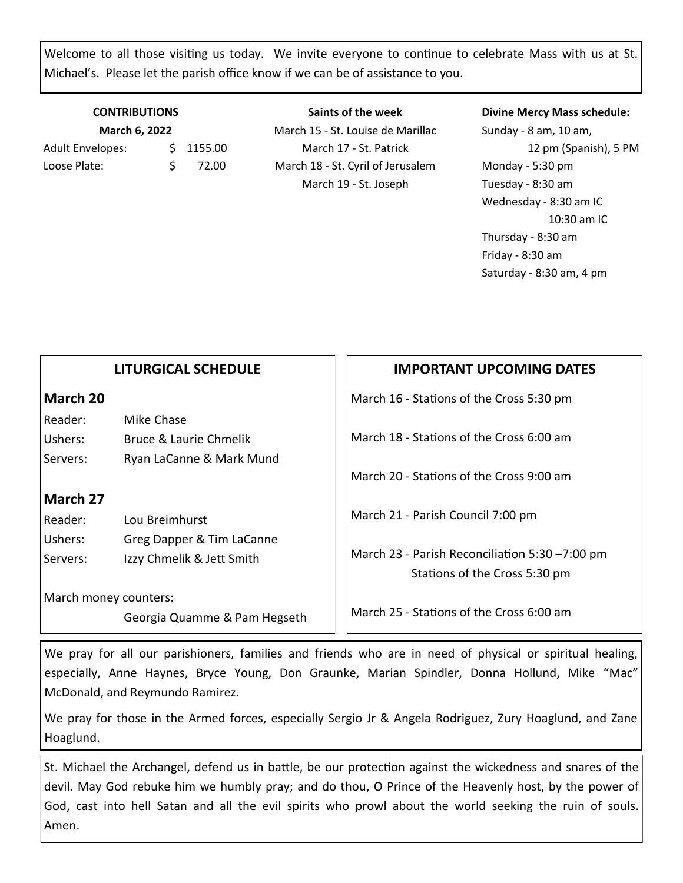Welcome to all those visiting us today. We invite everyone to continue to celebrate Mass with us at St. Michael's. Please let the parish office know if we can be of assistance to you.

**CONTRIBUTIONS**

**March 6, 2022**

| | |
|---|---|
| Adult Envelopes: | $ 1155.00 |
| Loose Plate: | $ 72.00 |

**Saints of the week**

March 15 - St. Louise de Marillac
March 17 - St. Patrick
March 18 - St. Cyril of Jerusalem
March 19 - St. Joseph

**Divine Mercy Mass schedule:**

Sunday - 8 am, 10 am, 12 pm (Spanish), 5 PM
Monday - 5:30 pm
Tuesday - 8:30 am
Wednesday - 8:30 am IC, 10:30 am IC
Thursday - 8:30 am
Friday - 8:30 am
Saturday - 8:30 am, 4 pm

## LITURGICAL SCHEDULE

### March 20

| | |
|---|---|
| Reader: | Mike Chase |
| Ushers: | Bruce & Laurie Chmelik |
| Servers: | Ryan LaCanne & Mark Mund |

### March 27

| | |
|---|---|
| Reader: | Lou Breimhurst |
| Ushers: | Greg Dapper & Tim LaCanne |
| Servers: | Izzy Chmelik & Jett Smith |

March money counters:
Georgia Quamme & Pam Hegseth

## IMPORTANT UPCOMING DATES

March 16 - Stations of the Cross 5:30 pm

March 18 - Stations of the Cross 6:00 am

March 20 - Stations of the Cross 9:00 am

March 21 - Parish Council 7:00 pm

March 23 - Parish Reconciliation 5:30 –7:00 pm
Stations of the Cross 5:30 pm

March 25 - Stations of the Cross 6:00 am

We pray for all our parishioners, families and friends who are in need of physical or spiritual healing, especially, Anne Haynes, Bryce Young, Don Graunke, Marian Spindler, Donna Hollund, Mike "Mac" McDonald, and Reymundo Ramirez.

We pray for those in the Armed forces, especially Sergio Jr & Angela Rodriguez, Zury Hoaglund, and Zane Hoaglund.

St. Michael the Archangel, defend us in battle, be our protection against the wickedness and snares of the devil. May God rebuke him we humbly pray; and do thou, O Prince of the Heavenly host, by the power of God, cast into hell Satan and all the evil spirits who prowl about the world seeking the ruin of souls. Amen.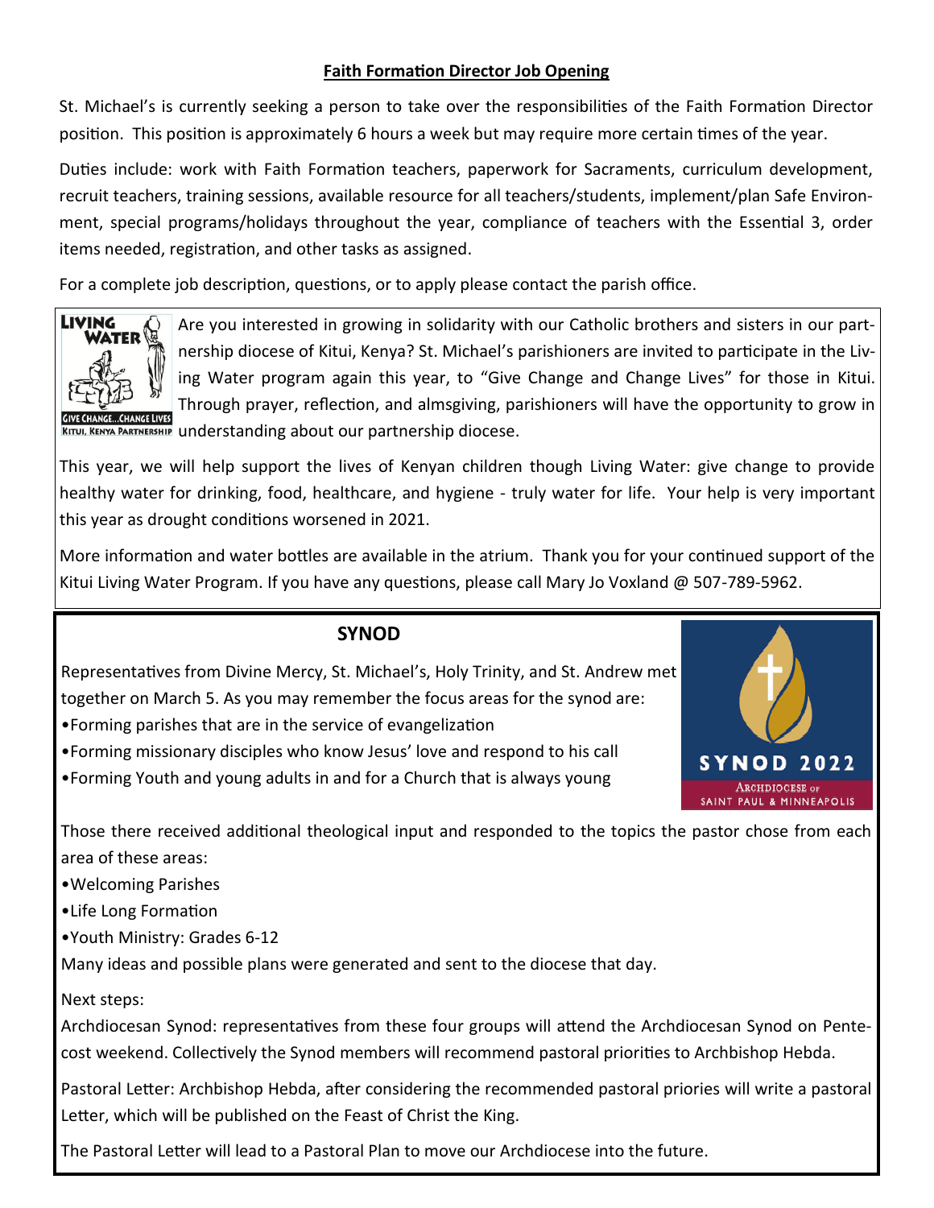## Faith Formation Director Job Opening

St. Michael's is currently seeking a person to take over the responsibilities of the Faith Formation Director position. This position is approximately 6 hours a week but may require more certain times of the year.

Duties include: work with Faith Formation teachers, paperwork for Sacraments, curriculum development, recruit teachers, training sessions, available resource for all teachers/students, implement/plan Safe Environment, special programs/holidays throughout the year, compliance of teachers with the Essential 3, order items needed, registration, and other tasks as assigned.

For a complete job description, questions, or to apply please contact the parish office.

LIVING WATER
GIVE CHANGE...CHANGE LIVES
KITUI, KENYA PARTNERSHIP

Are you interested in growing in solidarity with our Catholic brothers and sisters in our partnership diocese of Kitui, Kenya? St. Michael's parishioners are invited to participate in the Living Water program again this year, to "Give Change and Change Lives" for those in Kitui. Through prayer, reflection, and almsgiving, parishioners will have the opportunity to grow in understanding about our partnership diocese.

This year, we will help support the lives of Kenyan children though Living Water: give change to provide healthy water for drinking, food, healthcare, and hygiene - truly water for life. Your help is very important this year as drought conditions worsened in 2021.

More information and water bottles are available in the atrium. Thank you for your continued support of the Kitui Living Water Program. If you have any questions, please call Mary Jo Voxland @ 507-789-5962.

## SYNOD

SYNOD 2022
ARCHDIOCESE OF SAINT PAUL & MINNEAPOLIS

Representatives from Divine Mercy, St. Michael's, Holy Trinity, and St. Andrew met together on March 5. As you may remember the focus areas for the synod are:

- Forming parishes that are in the service of evangelization
- Forming missionary disciples who know Jesus' love and respond to his call
- Forming Youth and young adults in and for a Church that is always young

Those there received additional theological input and responded to the topics the pastor chose from each area of these areas:

- Welcoming Parishes
- Life Long Formation
- Youth Ministry: Grades 6-12

Many ideas and possible plans were generated and sent to the diocese that day.

Next steps:

Archdiocesan Synod: representatives from these four groups will attend the Archdiocesan Synod on Pentecost weekend. Collectively the Synod members will recommend pastoral priorities to Archbishop Hebda.

Pastoral Letter: Archbishop Hebda, after considering the recommended pastoral priories will write a pastoral Letter, which will be published on the Feast of Christ the King.

The Pastoral Letter will lead to a Pastoral Plan to move our Archdiocese into the future.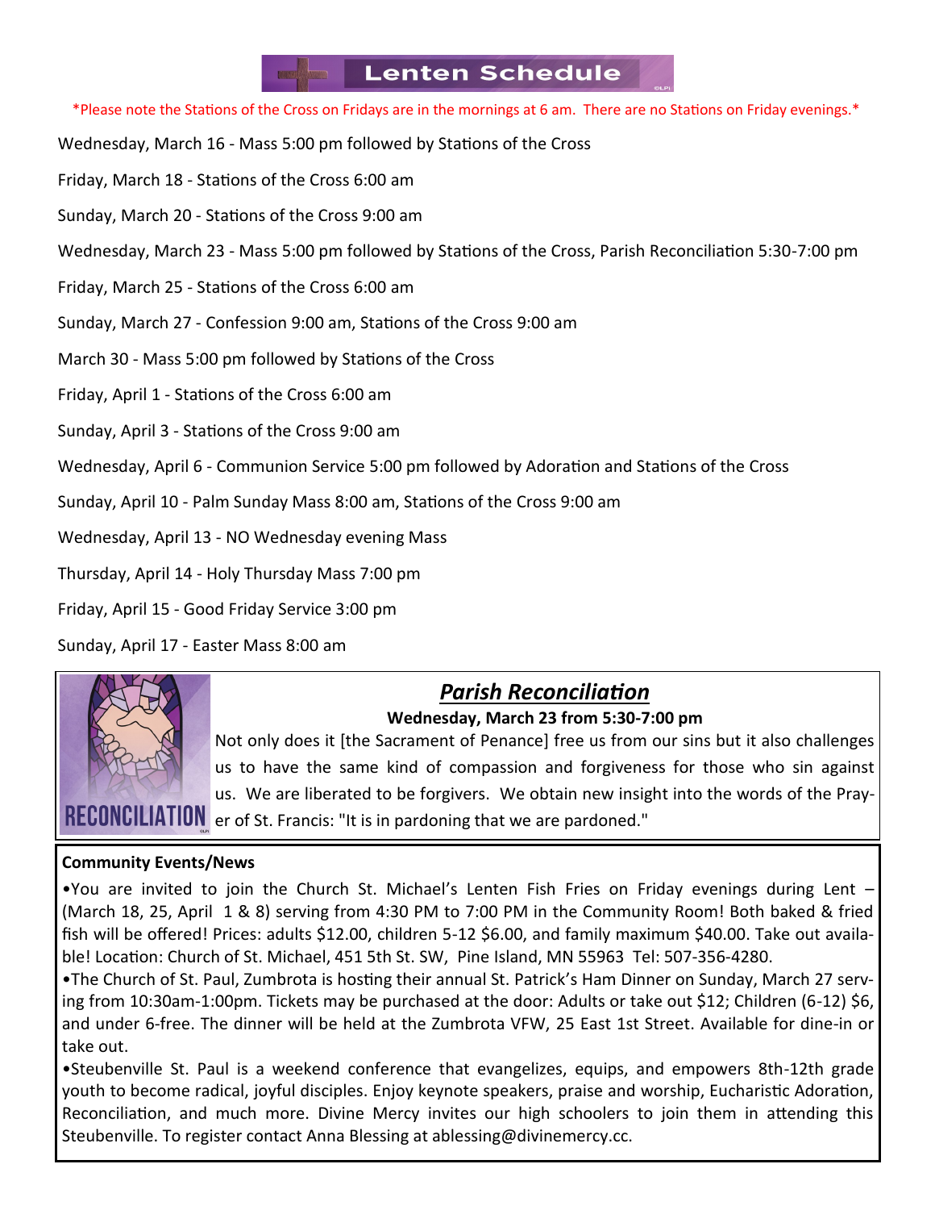# Lenten Schedule

*Please note the Stations of the Cross on Fridays are in the mornings at 6 am. There are no Stations on Friday evenings.*

Wednesday, March 16 - Mass 5:00 pm followed by Stations of the Cross

Friday, March 18 - Stations of the Cross 6:00 am

Sunday, March 20 - Stations of the Cross 9:00 am

Wednesday, March 23 - Mass 5:00 pm followed by Stations of the Cross, Parish Reconciliation 5:30-7:00 pm

Friday, March 25 - Stations of the Cross 6:00 am

Sunday, March 27 - Confession 9:00 am, Stations of the Cross 9:00 am

March 30 - Mass 5:00 pm followed by Stations of the Cross

Friday, April 1 - Stations of the Cross 6:00 am

Sunday, April 3 - Stations of the Cross 9:00 am

Wednesday, April 6 - Communion Service 5:00 pm followed by Adoration and Stations of the Cross

Sunday, April 10 - Palm Sunday Mass 8:00 am, Stations of the Cross 9:00 am

Wednesday, April 13 - NO Wednesday evening Mass

Thursday, April 14 - Holy Thursday Mass 7:00 pm

Friday, April 15 - Good Friday Service 3:00 pm

Sunday, April 17 - Easter Mass 8:00 am

RECONCILIATION

## *Parish Reconciliation*

**Wednesday, March 23 from 5:30-7:00 pm**

Not only does it [the Sacrament of Penance] free us from our sins but it also challenges us to have the same kind of compassion and forgiveness for those who sin against us. We are liberated to be forgivers. We obtain new insight into the words of the Prayer of St. Francis: "It is in pardoning that we are pardoned."

**Community Events/News**

•You are invited to join the Church St. Michael's Lenten Fish Fries on Friday evenings during Lent – (March 18, 25, April 1 & 8) serving from 4:30 PM to 7:00 PM in the Community Room! Both baked & fried fish will be offered! Prices: adults $12.00, children 5-12 $6.00, and family maximum $40.00. Take out available! Location: Church of St. Michael, 451 5th St. SW, Pine Island, MN 55963 Tel: 507-356-4280.

•The Church of St. Paul, Zumbrota is hosting their annual St. Patrick's Ham Dinner on Sunday, March 27 serving from 10:30am-1:00pm. Tickets may be purchased at the door: Adults or take out $12; Children (6-12) $6, and under 6-free. The dinner will be held at the Zumbrota VFW, 25 East 1st Street. Available for dine-in or take out.

•Steubenville St. Paul is a weekend conference that evangelizes, equips, and empowers 8th-12th grade youth to become radical, joyful disciples. Enjoy keynote speakers, praise and worship, Eucharistic Adoration, Reconciliation, and much more. Divine Mercy invites our high schoolers to join them in attending this Steubenville. To register contact Anna Blessing at ablessing@divinemercy.cc.